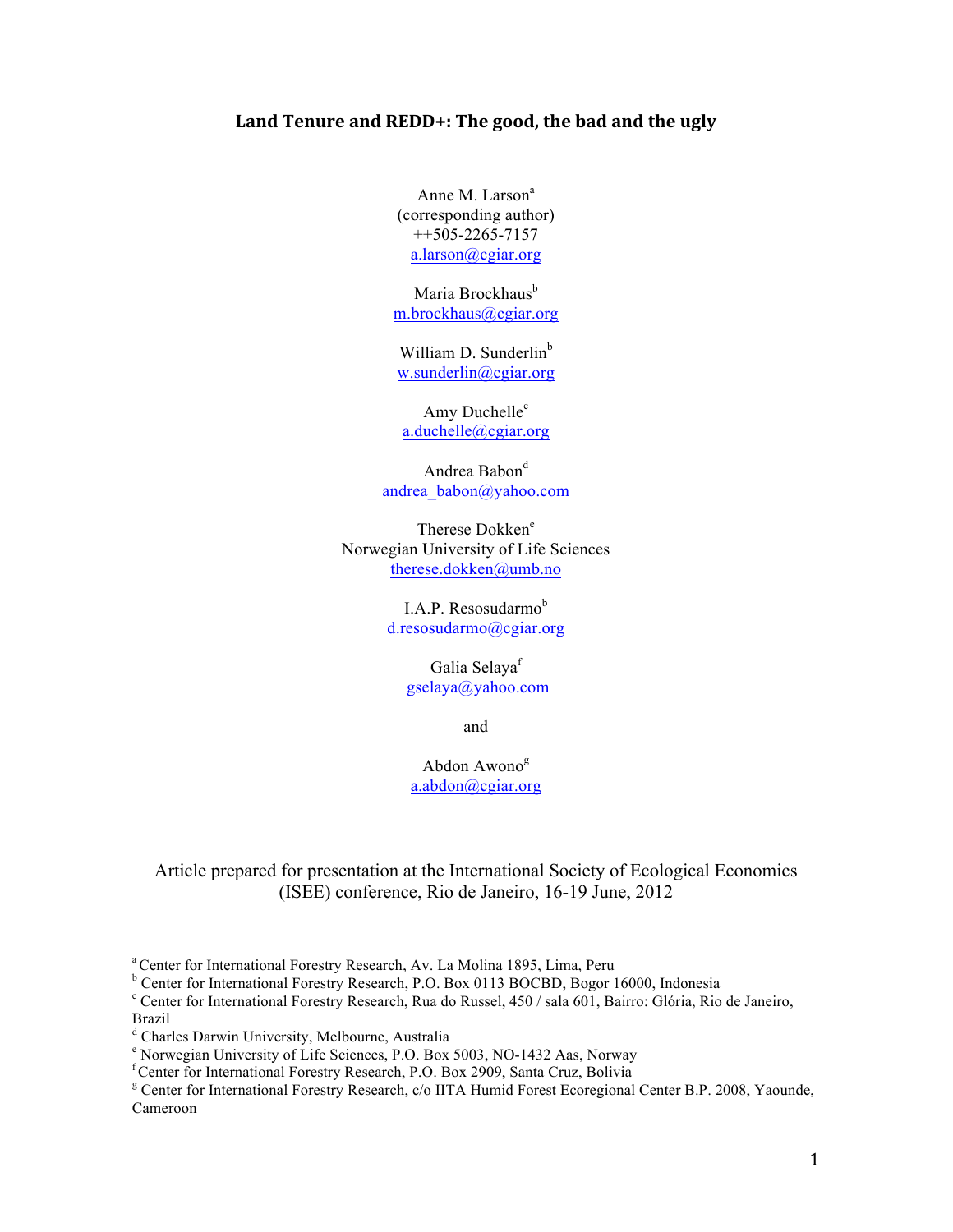# Land Tenure and REDD+: The good, the bad and the ugly

Anne M. Larson[a]
(corresponding author)
++505-2265-7157
a.larson@cgiar.org

Maria Brockhaus[b]
m.brockhaus@cgiar.org

William D. Sunderlin[b]
w.sunderlin@cgiar.org

Amy Duchelle[c]
a.duchelle@cgiar.org

Andrea Babon[d]
andrea_babon@yahoo.com

Therese Dokken[e]
Norwegian University of Life Sciences
therese.dokken@umb.no

I.A.P. Resosudarmo[b]
d.resosudarmo@cgiar.org

Galia Selaya[f]
gselaya@yahoo.com

and

Abdon Awono[g]
a.abdon@cgiar.org

Article prepared for presentation at the International Society of Ecological Economics (ISEE) conference, Rio de Janeiro, 16-19 June, 2012

[a] Center for International Forestry Research, Av. La Molina 1895, Lima, Peru
[b] Center for International Forestry Research, P.O. Box 0113 BOCBD, Bogor 16000, Indonesia
[c] Center for International Forestry Research, Rua do Russel, 450 / sala 601, Bairro: Glória, Rio de Janeiro, Brazil
[d] Charles Darwin University, Melbourne, Australia
[e] Norwegian University of Life Sciences, P.O. Box 5003, NO-1432 Aas, Norway
[f] Center for International Forestry Research, P.O. Box 2909, Santa Cruz, Bolivia
[g] Center for International Forestry Research, c/o IITA Humid Forest Ecoregional Center B.P. 2008, Yaounde, Cameroon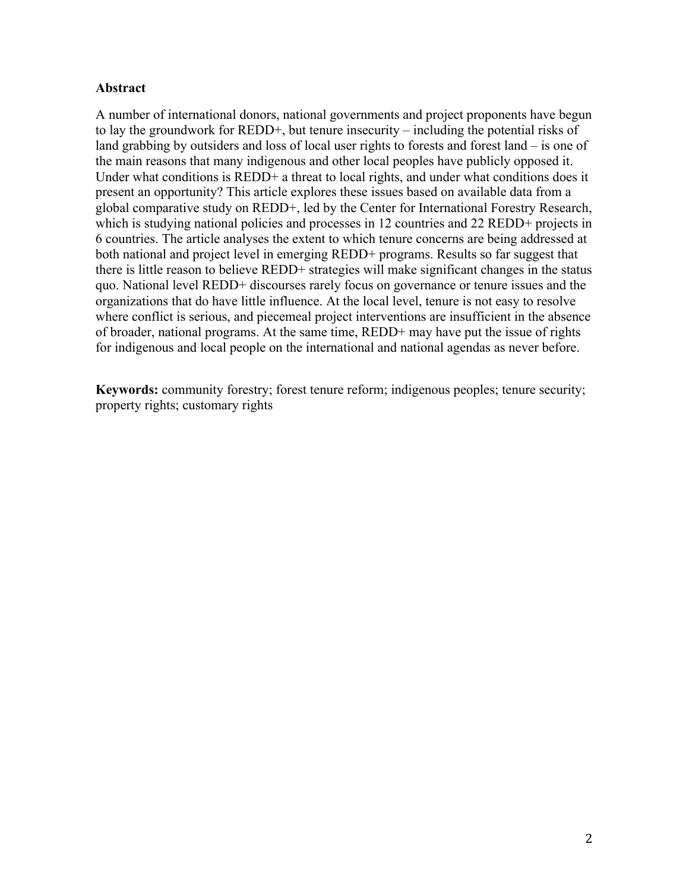**Abstract**

A number of international donors, national governments and project proponents have begun to lay the groundwork for REDD+, but tenure insecurity – including the potential risks of land grabbing by outsiders and loss of local user rights to forests and forest land – is one of the main reasons that many indigenous and other local peoples have publicly opposed it. Under what conditions is REDD+ a threat to local rights, and under what conditions does it present an opportunity? This article explores these issues based on available data from a global comparative study on REDD+, led by the Center for International Forestry Research, which is studying national policies and processes in 12 countries and 22 REDD+ projects in 6 countries. The article analyses the extent to which tenure concerns are being addressed at both national and project level in emerging REDD+ programs. Results so far suggest that there is little reason to believe REDD+ strategies will make significant changes in the status quo. National level REDD+ discourses rarely focus on governance or tenure issues and the organizations that do have little influence. At the local level, tenure is not easy to resolve where conflict is serious, and piecemeal project interventions are insufficient in the absence of broader, national programs. At the same time, REDD+ may have put the issue of rights for indigenous and local people on the international and national agendas as never before.

**Keywords:** community forestry; forest tenure reform; indigenous peoples; tenure security; property rights; customary rights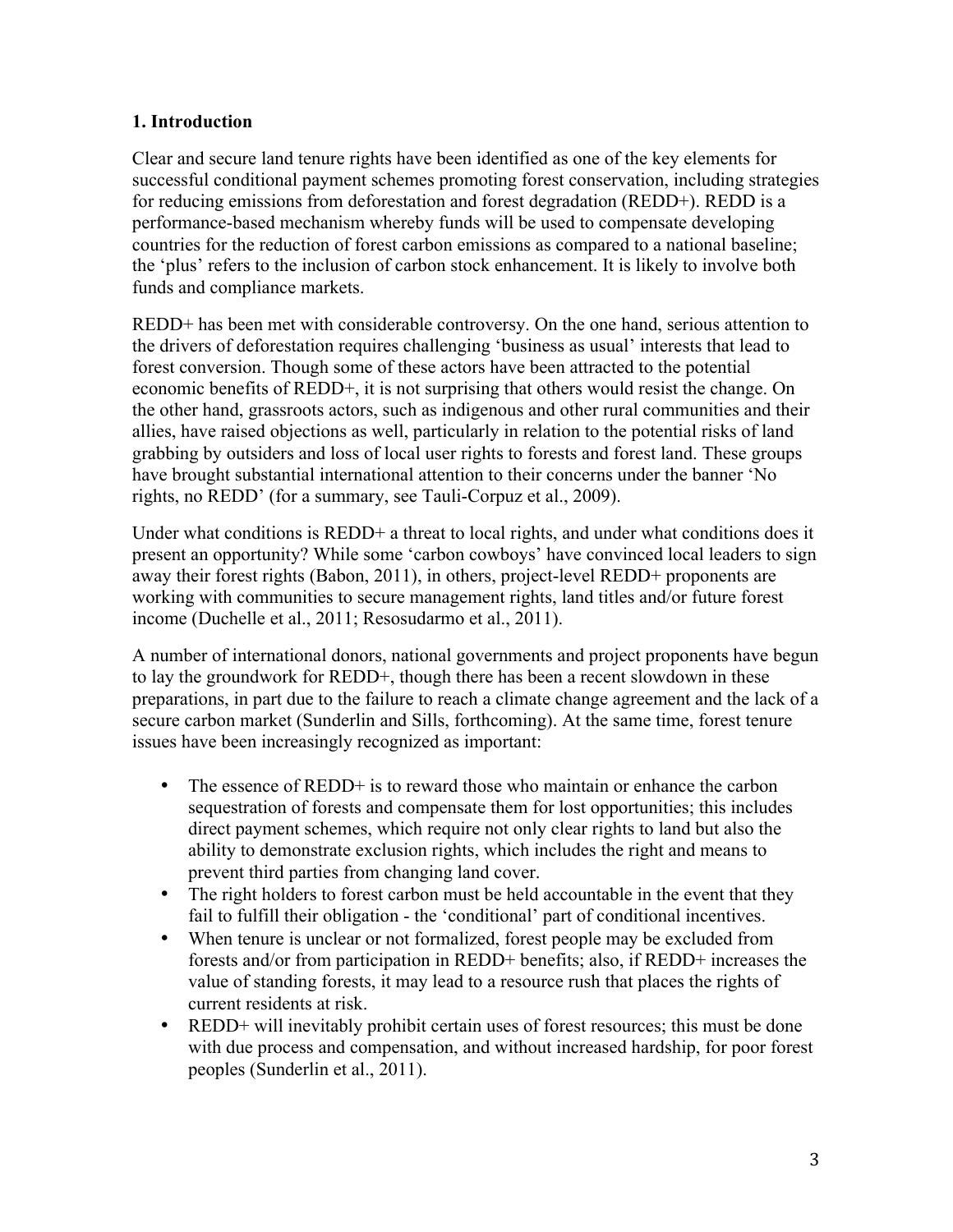## 1. Introduction

Clear and secure land tenure rights have been identified as one of the key elements for successful conditional payment schemes promoting forest conservation, including strategies for reducing emissions from deforestation and forest degradation (REDD+). REDD is a performance-based mechanism whereby funds will be used to compensate developing countries for the reduction of forest carbon emissions as compared to a national baseline; the 'plus' refers to the inclusion of carbon stock enhancement. It is likely to involve both funds and compliance markets.

REDD+ has been met with considerable controversy. On the one hand, serious attention to the drivers of deforestation requires challenging 'business as usual' interests that lead to forest conversion. Though some of these actors have been attracted to the potential economic benefits of REDD+, it is not surprising that others would resist the change. On the other hand, grassroots actors, such as indigenous and other rural communities and their allies, have raised objections as well, particularly in relation to the potential risks of land grabbing by outsiders and loss of local user rights to forests and forest land. These groups have brought substantial international attention to their concerns under the banner 'No rights, no REDD' (for a summary, see Tauli-Corpuz et al., 2009).

Under what conditions is REDD+ a threat to local rights, and under what conditions does it present an opportunity? While some 'carbon cowboys' have convinced local leaders to sign away their forest rights (Babon, 2011), in others, project-level REDD+ proponents are working with communities to secure management rights, land titles and/or future forest income (Duchelle et al., 2011; Resosudarmo et al., 2011).

A number of international donors, national governments and project proponents have begun to lay the groundwork for REDD+, though there has been a recent slowdown in these preparations, in part due to the failure to reach a climate change agreement and the lack of a secure carbon market (Sunderlin and Sills, forthcoming). At the same time, forest tenure issues have been increasingly recognized as important:

- The essence of REDD+ is to reward those who maintain or enhance the carbon sequestration of forests and compensate them for lost opportunities; this includes direct payment schemes, which require not only clear rights to land but also the ability to demonstrate exclusion rights, which includes the right and means to prevent third parties from changing land cover.
- The right holders to forest carbon must be held accountable in the event that they fail to fulfill their obligation - the 'conditional' part of conditional incentives.
- When tenure is unclear or not formalized, forest people may be excluded from forests and/or from participation in REDD+ benefits; also, if REDD+ increases the value of standing forests, it may lead to a resource rush that places the rights of current residents at risk.
- REDD+ will inevitably prohibit certain uses of forest resources; this must be done with due process and compensation, and without increased hardship, for poor forest peoples (Sunderlin et al., 2011).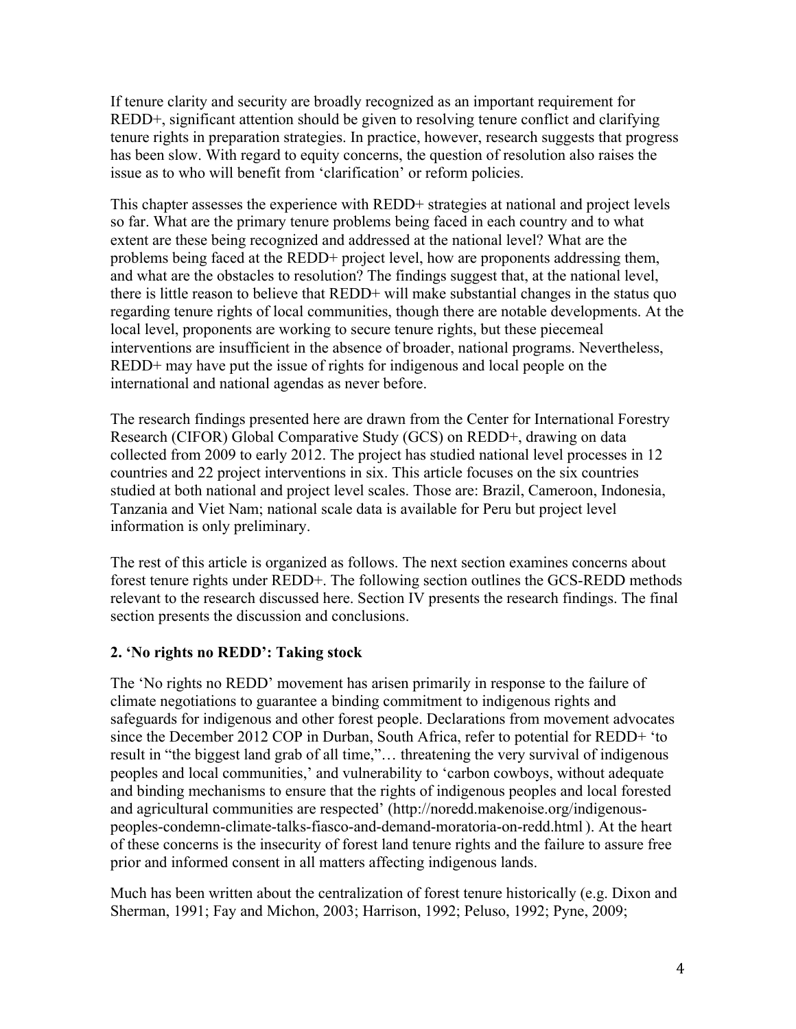If tenure clarity and security are broadly recognized as an important requirement for REDD+, significant attention should be given to resolving tenure conflict and clarifying tenure rights in preparation strategies. In practice, however, research suggests that progress has been slow. With regard to equity concerns, the question of resolution also raises the issue as to who will benefit from 'clarification' or reform policies.

This chapter assesses the experience with REDD+ strategies at national and project levels so far. What are the primary tenure problems being faced in each country and to what extent are these being recognized and addressed at the national level? What are the problems being faced at the REDD+ project level, how are proponents addressing them, and what are the obstacles to resolution? The findings suggest that, at the national level, there is little reason to believe that REDD+ will make substantial changes in the status quo regarding tenure rights of local communities, though there are notable developments. At the local level, proponents are working to secure tenure rights, but these piecemeal interventions are insufficient in the absence of broader, national programs. Nevertheless, REDD+ may have put the issue of rights for indigenous and local people on the international and national agendas as never before.

The research findings presented here are drawn from the Center for International Forestry Research (CIFOR) Global Comparative Study (GCS) on REDD+, drawing on data collected from 2009 to early 2012. The project has studied national level processes in 12 countries and 22 project interventions in six. This article focuses on the six countries studied at both national and project level scales. Those are: Brazil, Cameroon, Indonesia, Tanzania and Viet Nam; national scale data is available for Peru but project level information is only preliminary.

The rest of this article is organized as follows. The next section examines concerns about forest tenure rights under REDD+. The following section outlines the GCS-REDD methods relevant to the research discussed here. Section IV presents the research findings. The final section presents the discussion and conclusions.

## 2. 'No rights no REDD': Taking stock

The 'No rights no REDD' movement has arisen primarily in response to the failure of climate negotiations to guarantee a binding commitment to indigenous rights and safeguards for indigenous and other forest people. Declarations from movement advocates since the December 2012 COP in Durban, South Africa, refer to potential for REDD+ 'to result in "the biggest land grab of all time,"… threatening the very survival of indigenous peoples and local communities,' and vulnerability to 'carbon cowboys, without adequate and binding mechanisms to ensure that the rights of indigenous peoples and local forested and agricultural communities are respected' (http://noredd.makenoise.org/indigenous-peoples-condemn-climate-talks-fiasco-and-demand-moratoria-on-redd.html ). At the heart of these concerns is the insecurity of forest land tenure rights and the failure to assure free prior and informed consent in all matters affecting indigenous lands.

Much has been written about the centralization of forest tenure historically (e.g. Dixon and Sherman, 1991; Fay and Michon, 2003; Harrison, 1992; Peluso, 1992; Pyne, 2009;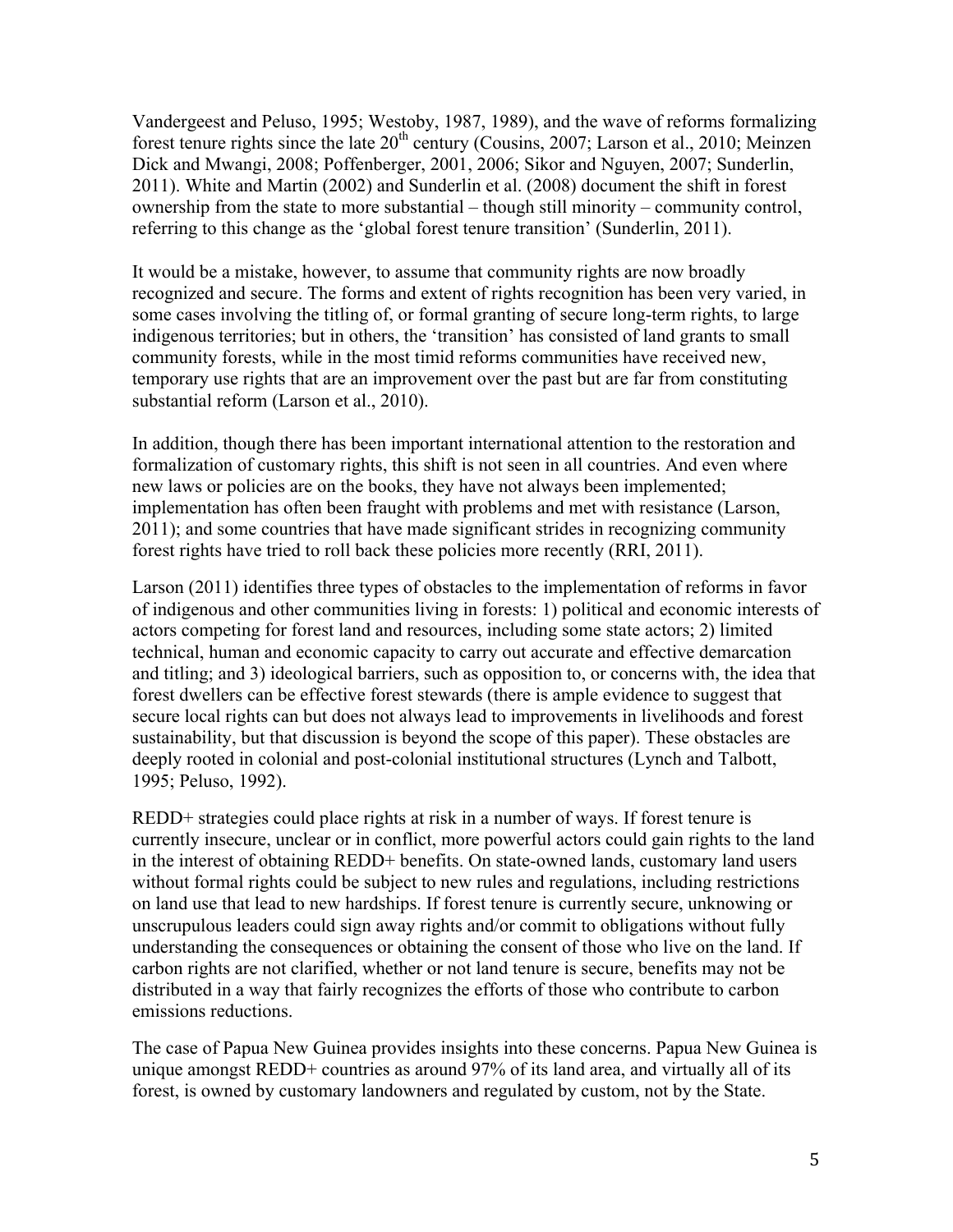Vandergeest and Peluso, 1995; Westoby, 1987, 1989), and the wave of reforms formalizing forest tenure rights since the late 20th century (Cousins, 2007; Larson et al., 2010; Meinzen Dick and Mwangi, 2008; Poffenberger, 2001, 2006; Sikor and Nguyen, 2007; Sunderlin, 2011). White and Martin (2002) and Sunderlin et al. (2008) document the shift in forest ownership from the state to more substantial – though still minority – community control, referring to this change as the 'global forest tenure transition' (Sunderlin, 2011).

It would be a mistake, however, to assume that community rights are now broadly recognized and secure. The forms and extent of rights recognition has been very varied, in some cases involving the titling of, or formal granting of secure long-term rights, to large indigenous territories; but in others, the 'transition' has consisted of land grants to small community forests, while in the most timid reforms communities have received new, temporary use rights that are an improvement over the past but are far from constituting substantial reform (Larson et al., 2010).

In addition, though there has been important international attention to the restoration and formalization of customary rights, this shift is not seen in all countries. And even where new laws or policies are on the books, they have not always been implemented; implementation has often been fraught with problems and met with resistance (Larson, 2011); and some countries that have made significant strides in recognizing community forest rights have tried to roll back these policies more recently (RRI, 2011).

Larson (2011) identifies three types of obstacles to the implementation of reforms in favor of indigenous and other communities living in forests: 1) political and economic interests of actors competing for forest land and resources, including some state actors; 2) limited technical, human and economic capacity to carry out accurate and effective demarcation and titling; and 3) ideological barriers, such as opposition to, or concerns with, the idea that forest dwellers can be effective forest stewards (there is ample evidence to suggest that secure local rights can but does not always lead to improvements in livelihoods and forest sustainability, but that discussion is beyond the scope of this paper). These obstacles are deeply rooted in colonial and post-colonial institutional structures (Lynch and Talbott, 1995; Peluso, 1992).

REDD+ strategies could place rights at risk in a number of ways. If forest tenure is currently insecure, unclear or in conflict, more powerful actors could gain rights to the land in the interest of obtaining REDD+ benefits. On state-owned lands, customary land users without formal rights could be subject to new rules and regulations, including restrictions on land use that lead to new hardships. If forest tenure is currently secure, unknowing or unscrupulous leaders could sign away rights and/or commit to obligations without fully understanding the consequences or obtaining the consent of those who live on the land. If carbon rights are not clarified, whether or not land tenure is secure, benefits may not be distributed in a way that fairly recognizes the efforts of those who contribute to carbon emissions reductions.

The case of Papua New Guinea provides insights into these concerns. Papua New Guinea is unique amongst REDD+ countries as around 97% of its land area, and virtually all of its forest, is owned by customary landowners and regulated by custom, not by the State.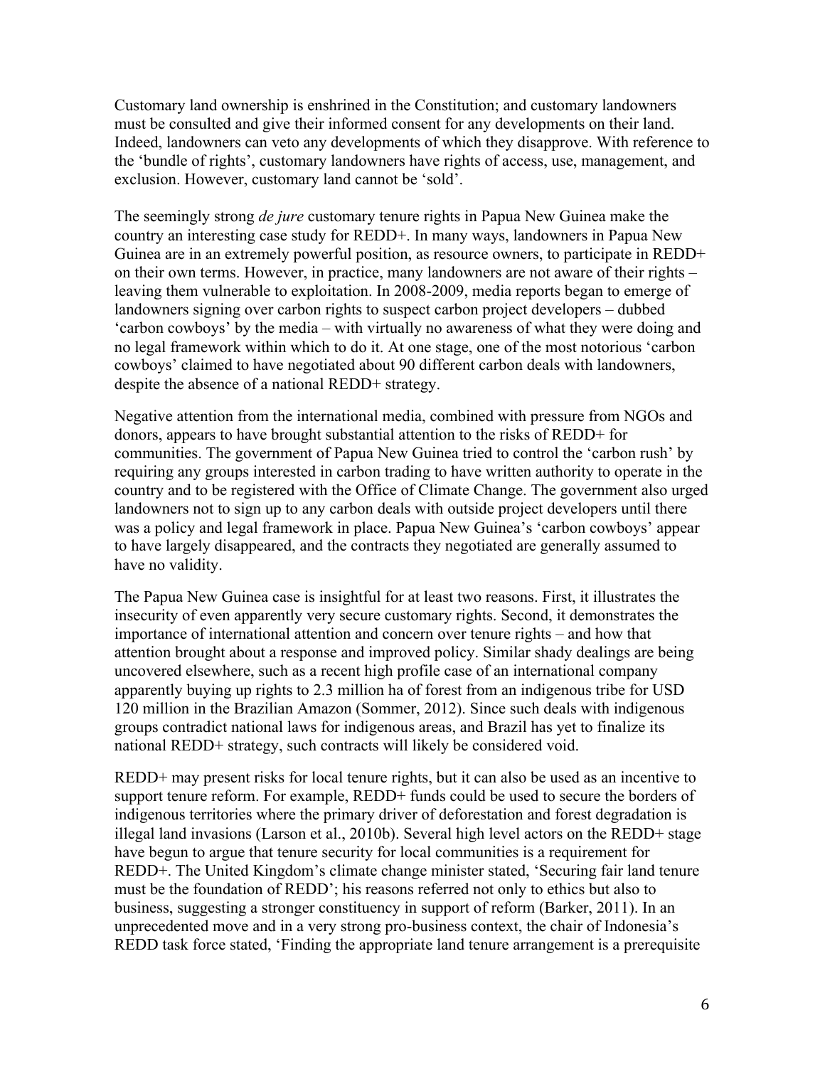Customary land ownership is enshrined in the Constitution; and customary landowners must be consulted and give their informed consent for any developments on their land. Indeed, landowners can veto any developments of which they disapprove. With reference to the 'bundle of rights', customary landowners have rights of access, use, management, and exclusion. However, customary land cannot be 'sold'.

The seemingly strong *de jure* customary tenure rights in Papua New Guinea make the country an interesting case study for REDD+. In many ways, landowners in Papua New Guinea are in an extremely powerful position, as resource owners, to participate in REDD+ on their own terms. However, in practice, many landowners are not aware of their rights – leaving them vulnerable to exploitation. In 2008-2009, media reports began to emerge of landowners signing over carbon rights to suspect carbon project developers – dubbed 'carbon cowboys' by the media – with virtually no awareness of what they were doing and no legal framework within which to do it. At one stage, one of the most notorious 'carbon cowboys' claimed to have negotiated about 90 different carbon deals with landowners, despite the absence of a national REDD+ strategy.

Negative attention from the international media, combined with pressure from NGOs and donors, appears to have brought substantial attention to the risks of REDD+ for communities. The government of Papua New Guinea tried to control the 'carbon rush' by requiring any groups interested in carbon trading to have written authority to operate in the country and to be registered with the Office of Climate Change. The government also urged landowners not to sign up to any carbon deals with outside project developers until there was a policy and legal framework in place. Papua New Guinea's 'carbon cowboys' appear to have largely disappeared, and the contracts they negotiated are generally assumed to have no validity.

The Papua New Guinea case is insightful for at least two reasons. First, it illustrates the insecurity of even apparently very secure customary rights. Second, it demonstrates the importance of international attention and concern over tenure rights – and how that attention brought about a response and improved policy. Similar shady dealings are being uncovered elsewhere, such as a recent high profile case of an international company apparently buying up rights to 2.3 million ha of forest from an indigenous tribe for USD 120 million in the Brazilian Amazon (Sommer, 2012). Since such deals with indigenous groups contradict national laws for indigenous areas, and Brazil has yet to finalize its national REDD+ strategy, such contracts will likely be considered void.

REDD+ may present risks for local tenure rights, but it can also be used as an incentive to support tenure reform. For example, REDD+ funds could be used to secure the borders of indigenous territories where the primary driver of deforestation and forest degradation is illegal land invasions (Larson et al., 2010b). Several high level actors on the REDD+ stage have begun to argue that tenure security for local communities is a requirement for REDD+. The United Kingdom's climate change minister stated, 'Securing fair land tenure must be the foundation of REDD'; his reasons referred not only to ethics but also to business, suggesting a stronger constituency in support of reform (Barker, 2011). In an unprecedented move and in a very strong pro-business context, the chair of Indonesia's REDD task force stated, 'Finding the appropriate land tenure arrangement is a prerequisite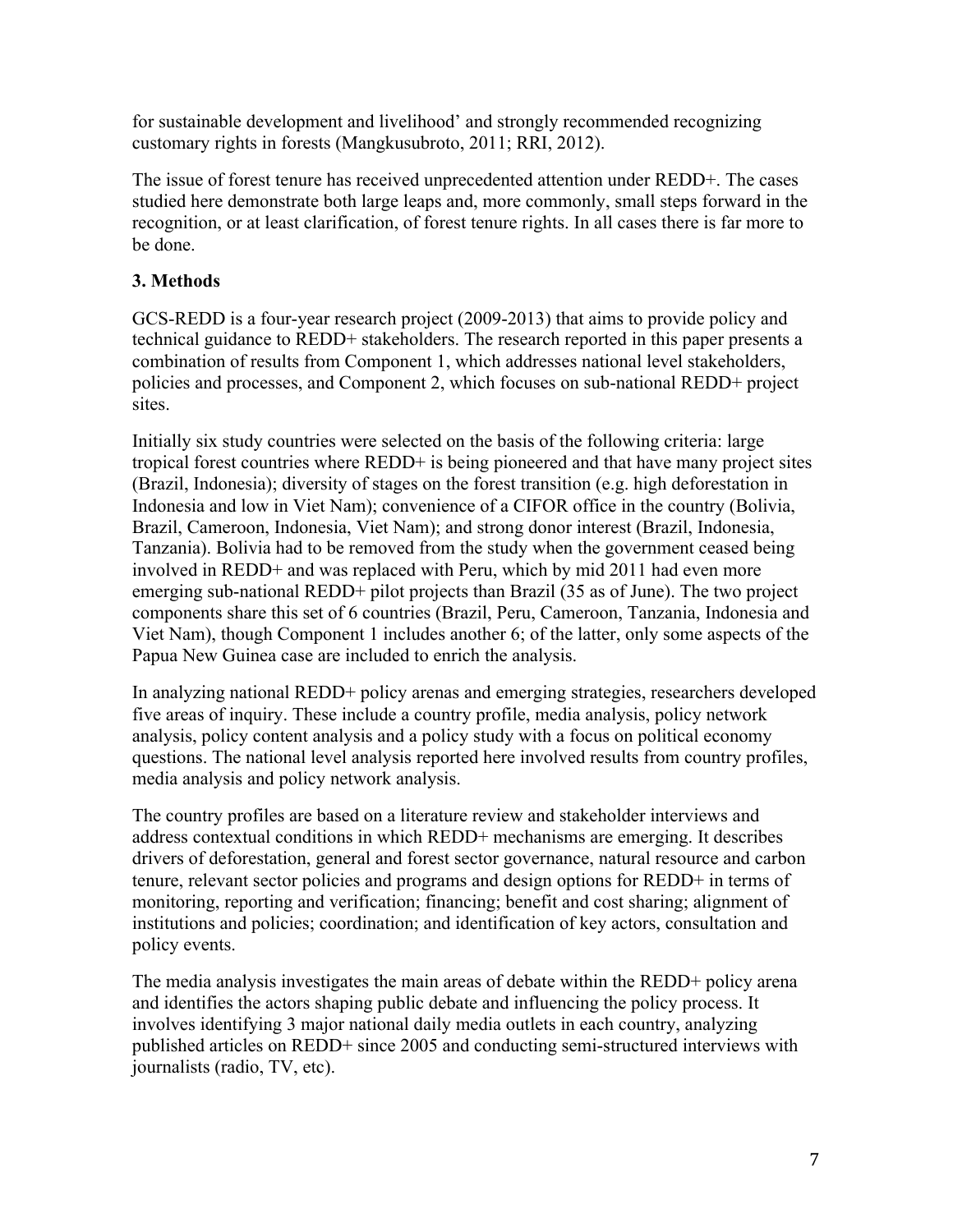for sustainable development and livelihood' and strongly recommended recognizing customary rights in forests (Mangkusubroto, 2011; RRI, 2012).

The issue of forest tenure has received unprecedented attention under REDD+. The cases studied here demonstrate both large leaps and, more commonly, small steps forward in the recognition, or at least clarification, of forest tenure rights. In all cases there is far more to be done.

## 3. Methods

GCS-REDD is a four-year research project (2009-2013) that aims to provide policy and technical guidance to REDD+ stakeholders. The research reported in this paper presents a combination of results from Component 1, which addresses national level stakeholders, policies and processes, and Component 2, which focuses on sub-national REDD+ project sites.

Initially six study countries were selected on the basis of the following criteria: large tropical forest countries where REDD+ is being pioneered and that have many project sites (Brazil, Indonesia); diversity of stages on the forest transition (e.g. high deforestation in Indonesia and low in Viet Nam); convenience of a CIFOR office in the country (Bolivia, Brazil, Cameroon, Indonesia, Viet Nam); and strong donor interest (Brazil, Indonesia, Tanzania). Bolivia had to be removed from the study when the government ceased being involved in REDD+ and was replaced with Peru, which by mid 2011 had even more emerging sub-national REDD+ pilot projects than Brazil (35 as of June). The two project components share this set of 6 countries (Brazil, Peru, Cameroon, Tanzania, Indonesia and Viet Nam), though Component 1 includes another 6; of the latter, only some aspects of the Papua New Guinea case are included to enrich the analysis.

In analyzing national REDD+ policy arenas and emerging strategies, researchers developed five areas of inquiry. These include a country profile, media analysis, policy network analysis, policy content analysis and a policy study with a focus on political economy questions. The national level analysis reported here involved results from country profiles, media analysis and policy network analysis.

The country profiles are based on a literature review and stakeholder interviews and address contextual conditions in which REDD+ mechanisms are emerging. It describes drivers of deforestation, general and forest sector governance, natural resource and carbon tenure, relevant sector policies and programs and design options for REDD+ in terms of monitoring, reporting and verification; financing; benefit and cost sharing; alignment of institutions and policies; coordination; and identification of key actors, consultation and policy events.

The media analysis investigates the main areas of debate within the REDD+ policy arena and identifies the actors shaping public debate and influencing the policy process. It involves identifying 3 major national daily media outlets in each country, analyzing published articles on REDD+ since 2005 and conducting semi-structured interviews with journalists (radio, TV, etc).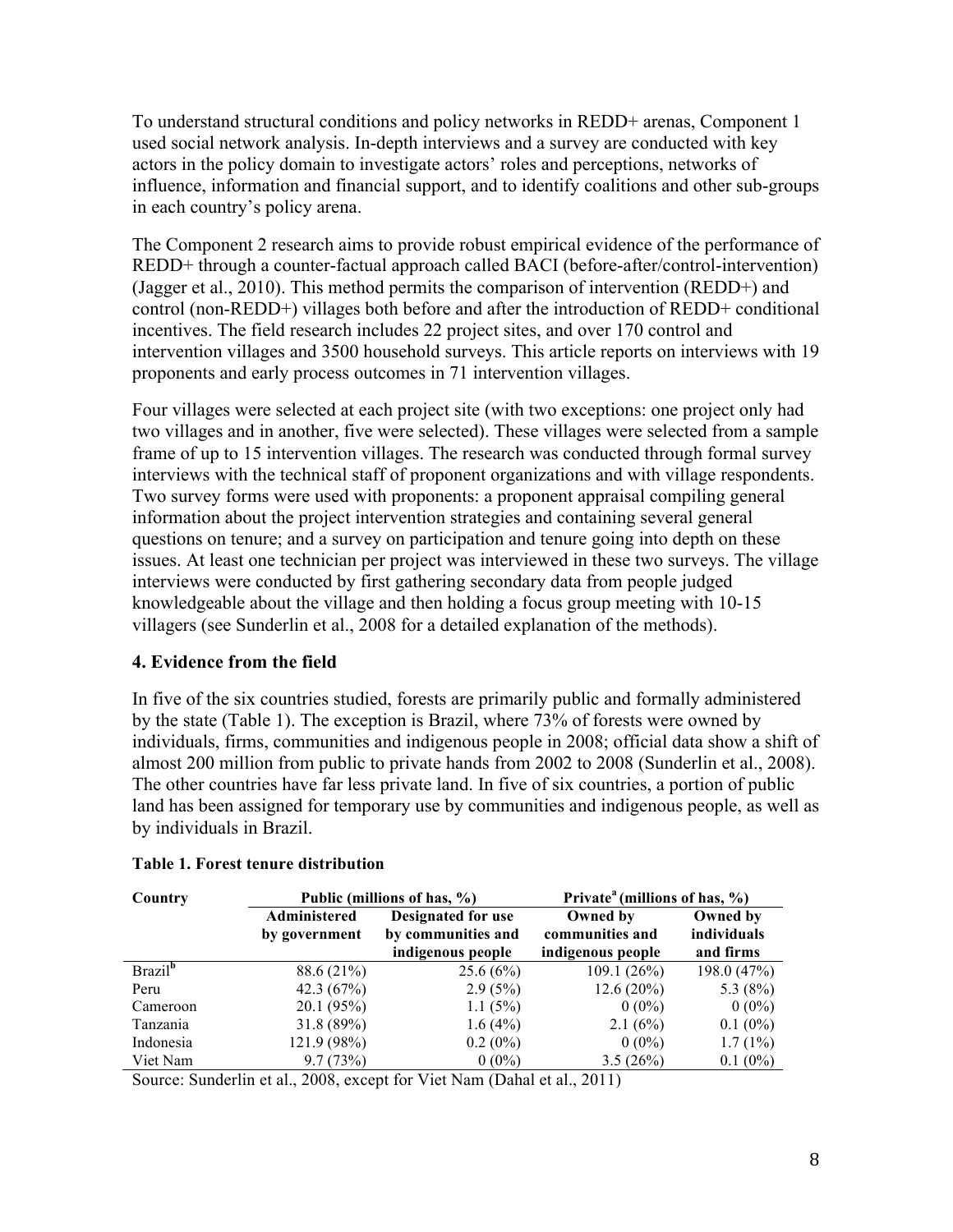To understand structural conditions and policy networks in REDD+ arenas, Component 1 used social network analysis. In-depth interviews and a survey are conducted with key actors in the policy domain to investigate actors' roles and perceptions, networks of influence, information and financial support, and to identify coalitions and other sub-groups in each country's policy arena.

The Component 2 research aims to provide robust empirical evidence of the performance of REDD+ through a counter-factual approach called BACI (before-after/control-intervention) (Jagger et al., 2010). This method permits the comparison of intervention (REDD+) and control (non-REDD+) villages both before and after the introduction of REDD+ conditional incentives. The field research includes 22 project sites, and over 170 control and intervention villages and 3500 household surveys. This article reports on interviews with 19 proponents and early process outcomes in 71 intervention villages.

Four villages were selected at each project site (with two exceptions: one project only had two villages and in another, five were selected). These villages were selected from a sample frame of up to 15 intervention villages. The research was conducted through formal survey interviews with the technical staff of proponent organizations and with village respondents. Two survey forms were used with proponents: a proponent appraisal compiling general information about the project intervention strategies and containing several general questions on tenure; and a survey on participation and tenure going into depth on these issues. At least one technician per project was interviewed in these two surveys. The village interviews were conducted by first gathering secondary data from people judged knowledgeable about the village and then holding a focus group meeting with 10-15 villagers (see Sunderlin et al., 2008 for a detailed explanation of the methods).

## 4. Evidence from the field

In five of the six countries studied, forests are primarily public and formally administered by the state (Table 1). The exception is Brazil, where 73% of forests were owned by individuals, firms, communities and indigenous people in 2008; official data show a shift of almost 200 million from public to private hands from 2002 to 2008 (Sunderlin et al., 2008). The other countries have far less private land. In five of six countries, a portion of public land has been assigned for temporary use by communities and indigenous people, as well as by individuals in Brazil.

**Table 1. Forest tenure distribution**

| Country | Public (millions of has, %) | | Private[a] (millions of has, %) | |
|---|---|---|---|---|
| | Administered by government | Designated for use by communities and indigenous people | Owned by communities and indigenous people | Owned by individuals and firms |
| Brazil[b] | 88.6 (21%) | 25.6 (6%) | 109.1 (26%) | 198.0 (47%) |
| Peru | 42.3 (67%) | 2.9 (5%) | 12.6 (20%) | 5.3 (8%) |
| Cameroon | 20.1 (95%) | 1.1 (5%) | 0 (0%) | 0 (0%) |
| Tanzania | 31.8 (89%) | 1.6 (4%) | 2.1 (6%) | 0.1 (0%) |
| Indonesia | 121.9 (98%) | 0.2 (0%) | 0 (0%) | 1.7 (1%) |
| Viet Nam | 9.7 (73%) | 0 (0%) | 3.5 (26%) | 0.1 (0%) |

Source: Sunderlin et al., 2008, except for Viet Nam (Dahal et al., 2011)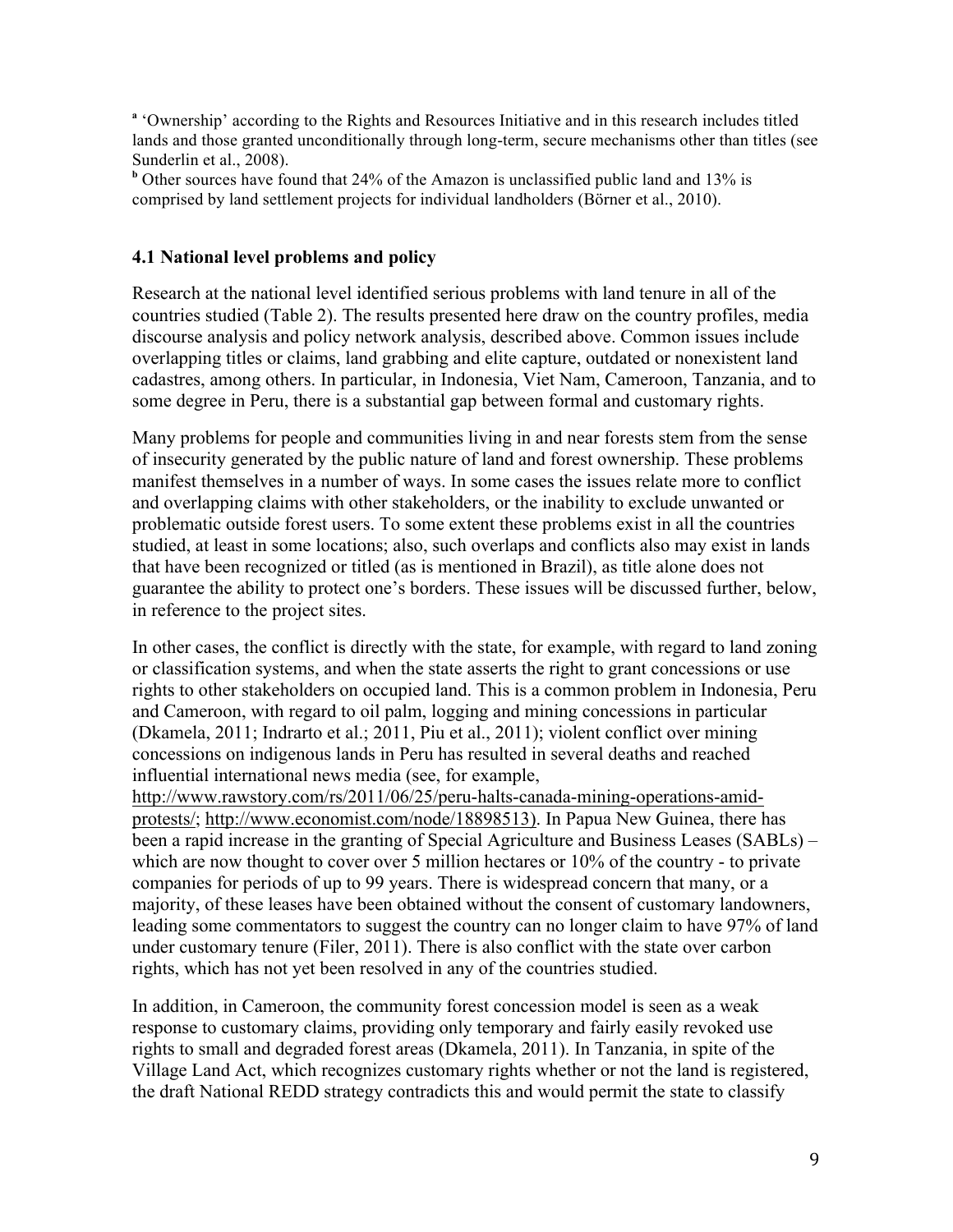[a] 'Ownership' according to the Rights and Resources Initiative and in this research includes titled lands and those granted unconditionally through long-term, secure mechanisms other than titles (see Sunderlin et al., 2008).

[b] Other sources have found that 24% of the Amazon is unclassified public land and 13% is comprised by land settlement projects for individual landholders (Börner et al., 2010).

### 4.1 National level problems and policy

Research at the national level identified serious problems with land tenure in all of the countries studied (Table 2). The results presented here draw on the country profiles, media discourse analysis and policy network analysis, described above. Common issues include overlapping titles or claims, land grabbing and elite capture, outdated or nonexistent land cadastres, among others. In particular, in Indonesia, Viet Nam, Cameroon, Tanzania, and to some degree in Peru, there is a substantial gap between formal and customary rights.

Many problems for people and communities living in and near forests stem from the sense of insecurity generated by the public nature of land and forest ownership. These problems manifest themselves in a number of ways. In some cases the issues relate more to conflict and overlapping claims with other stakeholders, or the inability to exclude unwanted or problematic outside forest users. To some extent these problems exist in all the countries studied, at least in some locations; also, such overlaps and conflicts also may exist in lands that have been recognized or titled (as is mentioned in Brazil), as title alone does not guarantee the ability to protect one's borders. These issues will be discussed further, below, in reference to the project sites.

In other cases, the conflict is directly with the state, for example, with regard to land zoning or classification systems, and when the state asserts the right to grant concessions or use rights to other stakeholders on occupied land. This is a common problem in Indonesia, Peru and Cameroon, with regard to oil palm, logging and mining concessions in particular (Dkamela, 2011; Indrarto et al.; 2011, Piu et al., 2011); violent conflict over mining concessions on indigenous lands in Peru has resulted in several deaths and reached influential international news media (see, for example, http://www.rawstory.com/rs/2011/06/25/peru-halts-canada-mining-operations-amid-protests/; http://www.economist.com/node/18898513). In Papua New Guinea, there has been a rapid increase in the granting of Special Agriculture and Business Leases (SABLs) – which are now thought to cover over 5 million hectares or 10% of the country - to private companies for periods of up to 99 years. There is widespread concern that many, or a majority, of these leases have been obtained without the consent of customary landowners, leading some commentators to suggest the country can no longer claim to have 97% of land under customary tenure (Filer, 2011). There is also conflict with the state over carbon rights, which has not yet been resolved in any of the countries studied.

In addition, in Cameroon, the community forest concession model is seen as a weak response to customary claims, providing only temporary and fairly easily revoked use rights to small and degraded forest areas (Dkamela, 2011). In Tanzania, in spite of the Village Land Act, which recognizes customary rights whether or not the land is registered, the draft National REDD strategy contradicts this and would permit the state to classify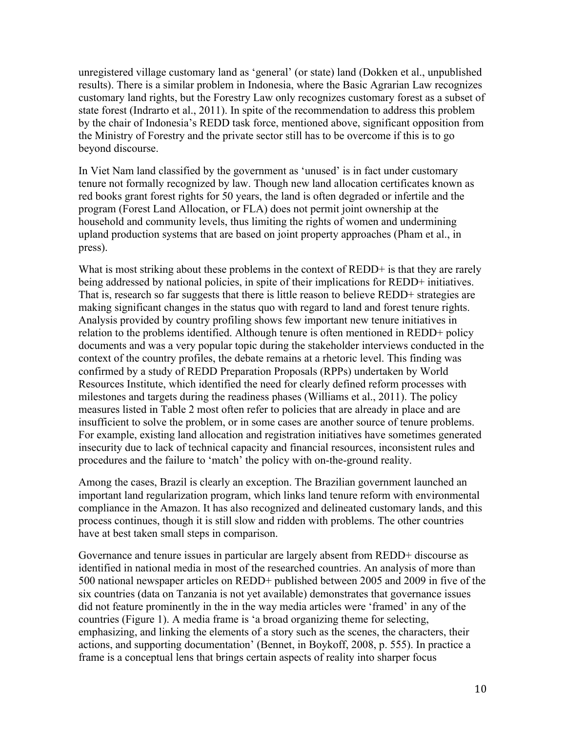unregistered village customary land as 'general' (or state) land (Dokken et al., unpublished results). There is a similar problem in Indonesia, where the Basic Agrarian Law recognizes customary land rights, but the Forestry Law only recognizes customary forest as a subset of state forest (Indrarto et al., 2011). In spite of the recommendation to address this problem by the chair of Indonesia's REDD task force, mentioned above, significant opposition from the Ministry of Forestry and the private sector still has to be overcome if this is to go beyond discourse.

In Viet Nam land classified by the government as 'unused' is in fact under customary tenure not formally recognized by law. Though new land allocation certificates known as red books grant forest rights for 50 years, the land is often degraded or infertile and the program (Forest Land Allocation, or FLA) does not permit joint ownership at the household and community levels, thus limiting the rights of women and undermining upland production systems that are based on joint property approaches (Pham et al., in press).

What is most striking about these problems in the context of REDD+ is that they are rarely being addressed by national policies, in spite of their implications for REDD+ initiatives. That is, research so far suggests that there is little reason to believe REDD+ strategies are making significant changes in the status quo with regard to land and forest tenure rights. Analysis provided by country profiling shows few important new tenure initiatives in relation to the problems identified. Although tenure is often mentioned in REDD+ policy documents and was a very popular topic during the stakeholder interviews conducted in the context of the country profiles, the debate remains at a rhetoric level. This finding was confirmed by a study of REDD Preparation Proposals (RPPs) undertaken by World Resources Institute, which identified the need for clearly defined reform processes with milestones and targets during the readiness phases (Williams et al., 2011). The policy measures listed in Table 2 most often refer to policies that are already in place and are insufficient to solve the problem, or in some cases are another source of tenure problems. For example, existing land allocation and registration initiatives have sometimes generated insecurity due to lack of technical capacity and financial resources, inconsistent rules and procedures and the failure to 'match' the policy with on-the-ground reality.

Among the cases, Brazil is clearly an exception. The Brazilian government launched an important land regularization program, which links land tenure reform with environmental compliance in the Amazon. It has also recognized and delineated customary lands, and this process continues, though it is still slow and ridden with problems. The other countries have at best taken small steps in comparison.

Governance and tenure issues in particular are largely absent from REDD+ discourse as identified in national media in most of the researched countries. An analysis of more than 500 national newspaper articles on REDD+ published between 2005 and 2009 in five of the six countries (data on Tanzania is not yet available) demonstrates that governance issues did not feature prominently in the in the way media articles were 'framed' in any of the countries (Figure 1). A media frame is 'a broad organizing theme for selecting, emphasizing, and linking the elements of a story such as the scenes, the characters, their actions, and supporting documentation' (Bennet, in Boykoff, 2008, p. 555). In practice a frame is a conceptual lens that brings certain aspects of reality into sharper focus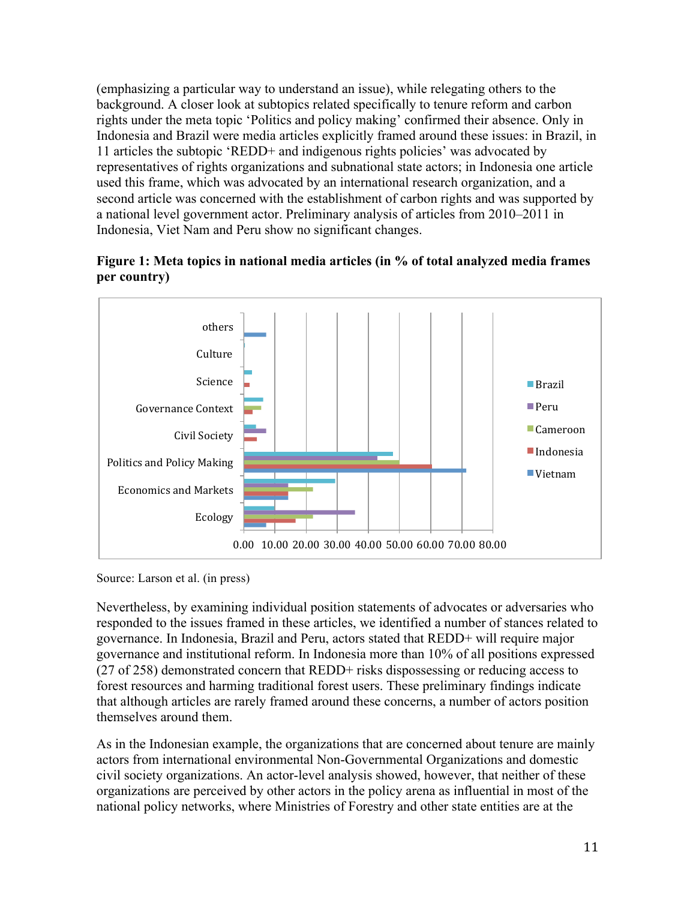(emphasizing a particular way to understand an issue), while relegating others to the background. A closer look at subtopics related specifically to tenure reform and carbon rights under the meta topic 'Politics and policy making' confirmed their absence. Only in Indonesia and Brazil were media articles explicitly framed around these issues: in Brazil, in 11 articles the subtopic 'REDD+ and indigenous rights policies' was advocated by representatives of rights organizations and subnational state actors; in Indonesia one article used this frame, which was advocated by an international research organization, and a second article was concerned with the establishment of carbon rights and was supported by a national level government actor. Preliminary analysis of articles from 2010–2011 in Indonesia, Viet Nam and Peru show no significant changes.

**Figure 1: Meta topics in national media articles (in % of total analyzed media frames per country)**

Source: Larson et al. (in press)

Nevertheless, by examining individual position statements of advocates or adversaries who responded to the issues framed in these articles, we identified a number of stances related to governance. In Indonesia, Brazil and Peru, actors stated that REDD+ will require major governance and institutional reform. In Indonesia more than 10% of all positions expressed (27 of 258) demonstrated concern that REDD+ risks dispossessing or reducing access to forest resources and harming traditional forest users. These preliminary findings indicate that although articles are rarely framed around these concerns, a number of actors position themselves around them.

As in the Indonesian example, the organizations that are concerned about tenure are mainly actors from international environmental Non-Governmental Organizations and domestic civil society organizations. An actor-level analysis showed, however, that neither of these organizations are perceived by other actors in the policy arena as influential in most of the national policy networks, where Ministries of Forestry and other state entities are at the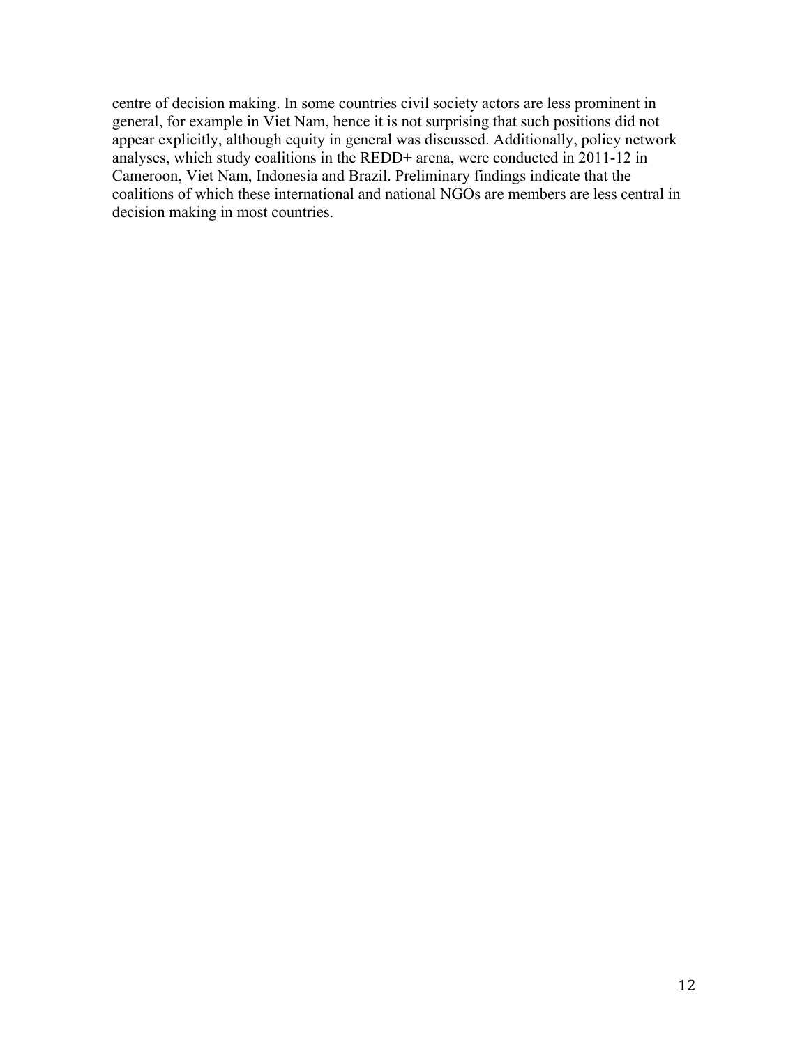centre of decision making. In some countries civil society actors are less prominent in general, for example in Viet Nam, hence it is not surprising that such positions did not appear explicitly, although equity in general was discussed. Additionally, policy network analyses, which study coalitions in the REDD+ arena, were conducted in 2011-12 in Cameroon, Viet Nam, Indonesia and Brazil. Preliminary findings indicate that the coalitions of which these international and national NGOs are members are less central in decision making in most countries.